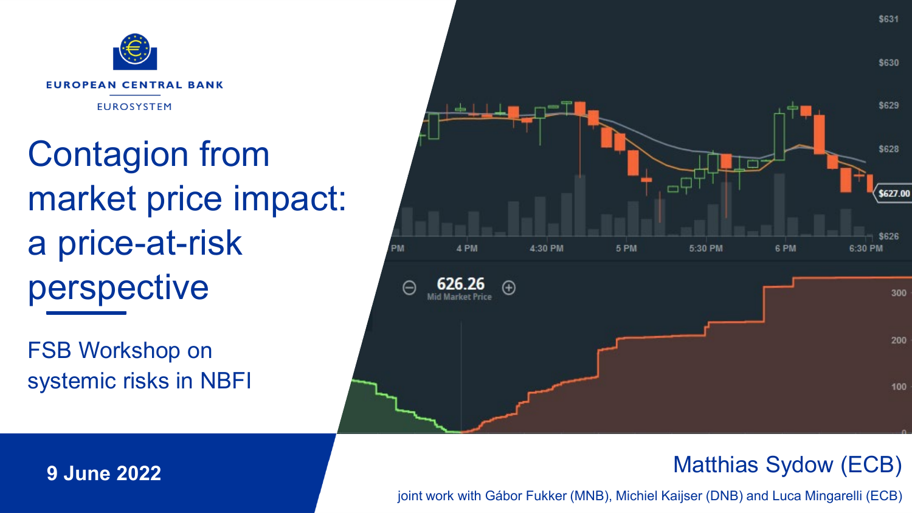EUROPEAN CENTRAL BANK

EUROSYSTEM

# Contagion from market price impact: a price-at-risk perspective

FSB Workshop on systemic risks in NBFI

**9 June 2022**

Matthias Sydow (ECB)

joint work with Gábor Fukker (MNB), Michiel Kaijser (DNB) and Luca Mingarelli (ECB)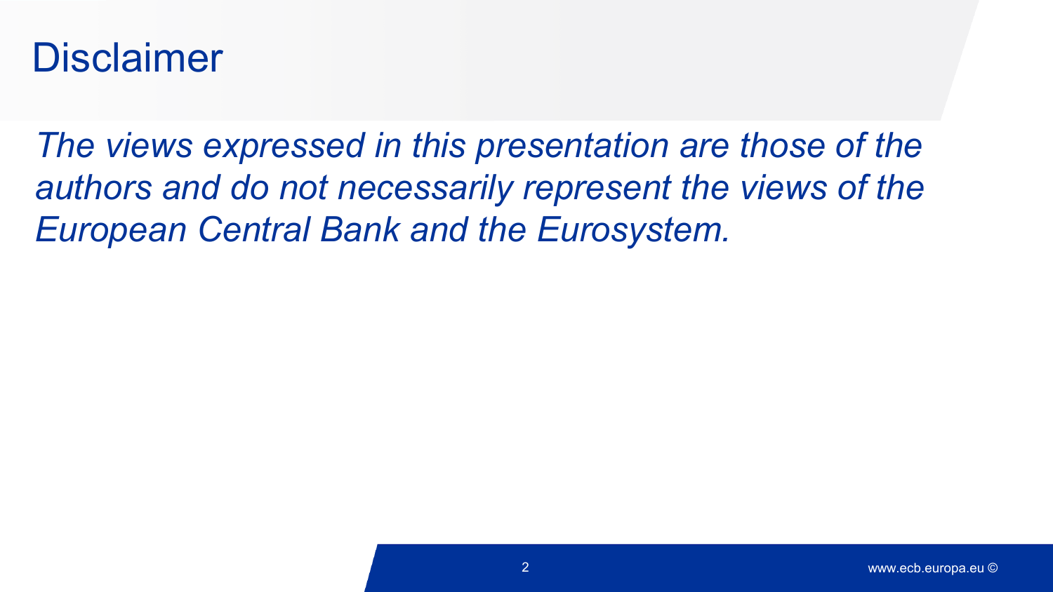# Disclaimer

*The views expressed in this presentation are those of the authors and do not necessarily represent the views of the European Central Bank and the Eurosystem.*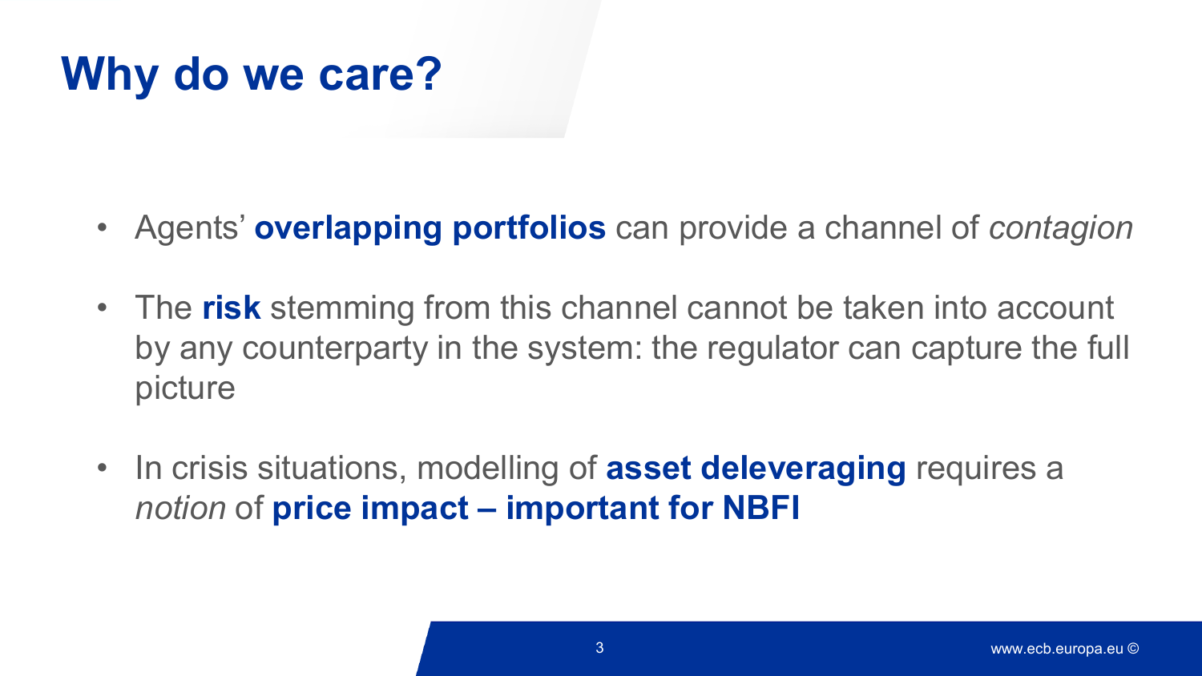# Why do we care?

- Agents' **overlapping portfolios** can provide a channel of *contagion*
- The **risk** stemming from this channel cannot be taken into account by any counterparty in the system: the regulator can capture the full picture
- In crisis situations, modelling of **asset deleveraging** requires a *notion* of **price impact – important for NBFI**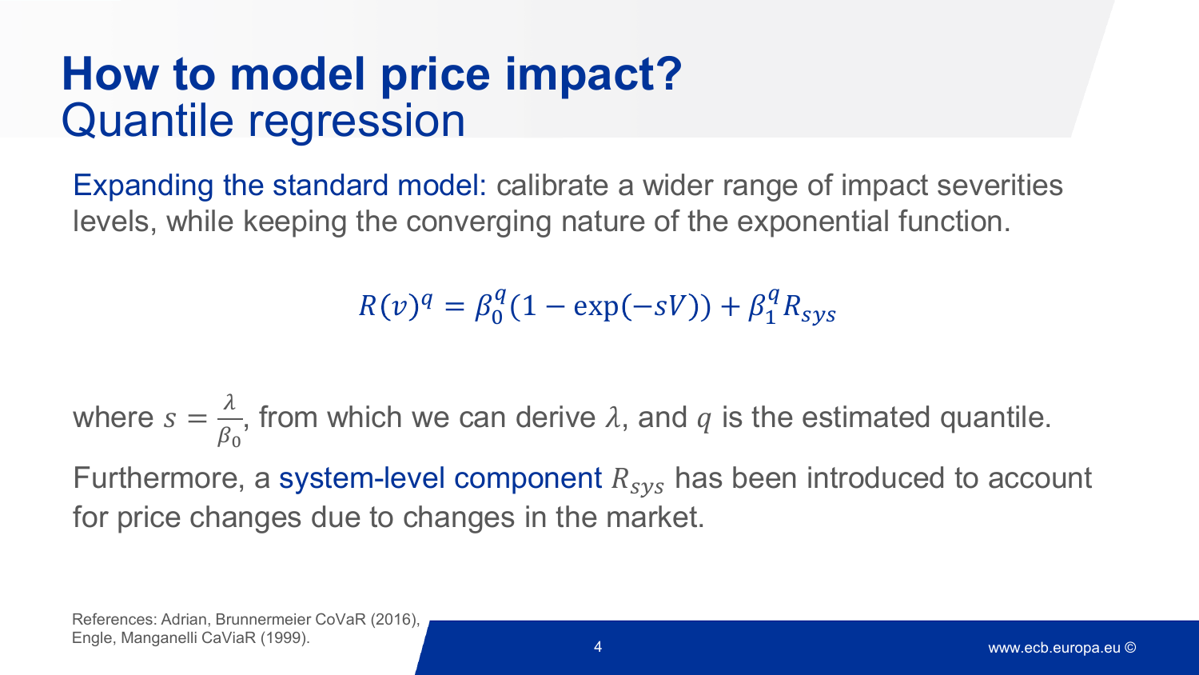# How to model price impact?
## Quantile regression

Expanding the standard model: calibrate a wider range of impact severities levels, while keeping the converging nature of the exponential function.

$$R(v)^q = \beta_0^q(1 - \exp(-sV)) + \beta_1^q R_{sys}$$

where $s = \frac{\lambda}{\beta_0}$, from which we can derive $\lambda$, and $q$ is the estimated quantile.

Furthermore, a system-level component $R_{sys}$ has been introduced to account for price changes due to changes in the market.

References: Adrian, Brunnermeier CoVaR (2016), Engle, Manganelli CaViaR (1999).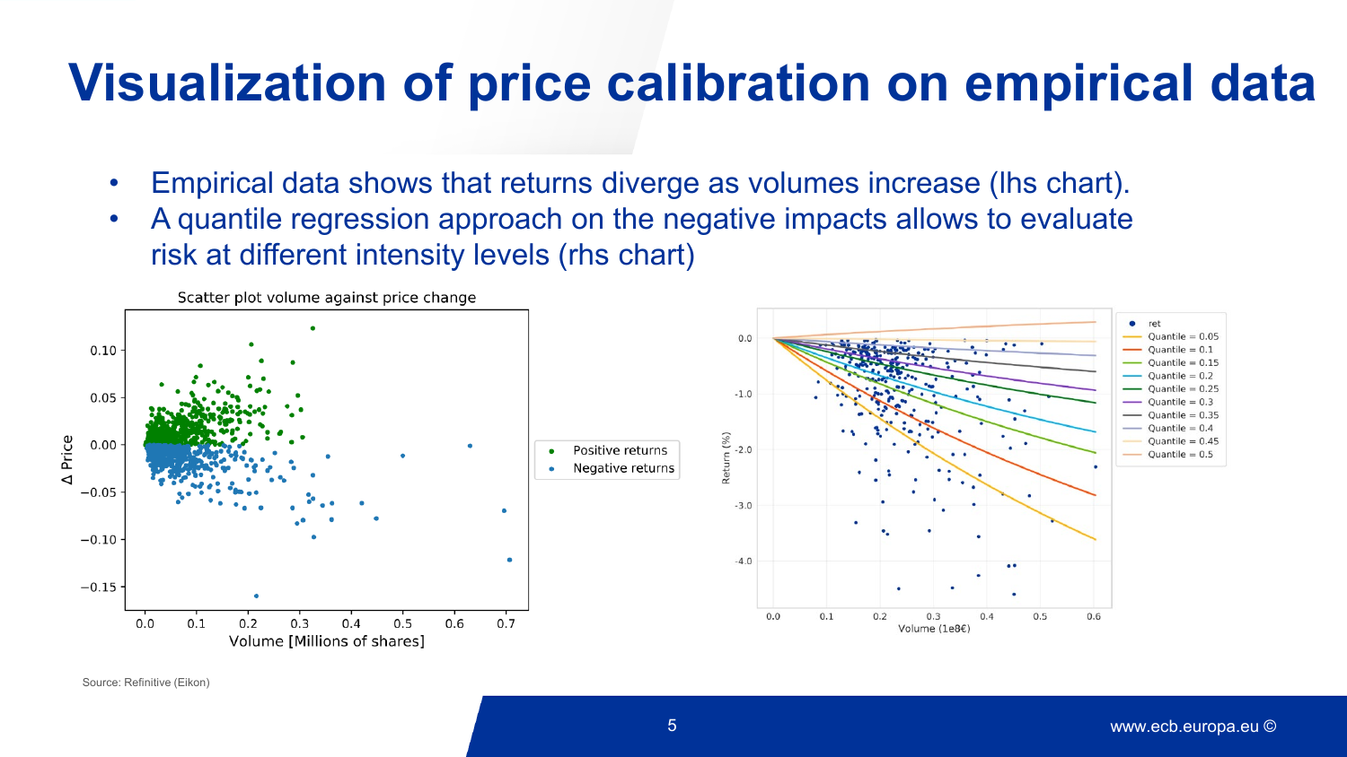# Visualization of price calibration on empirical data

- Empirical data shows that returns diverge as volumes increase (lhs chart).
- A quantile regression approach on the negative impacts allows to evaluate risk at different intensity levels (rhs chart)

Scatter plot volume against price change

Source: Refinitive (Eikon)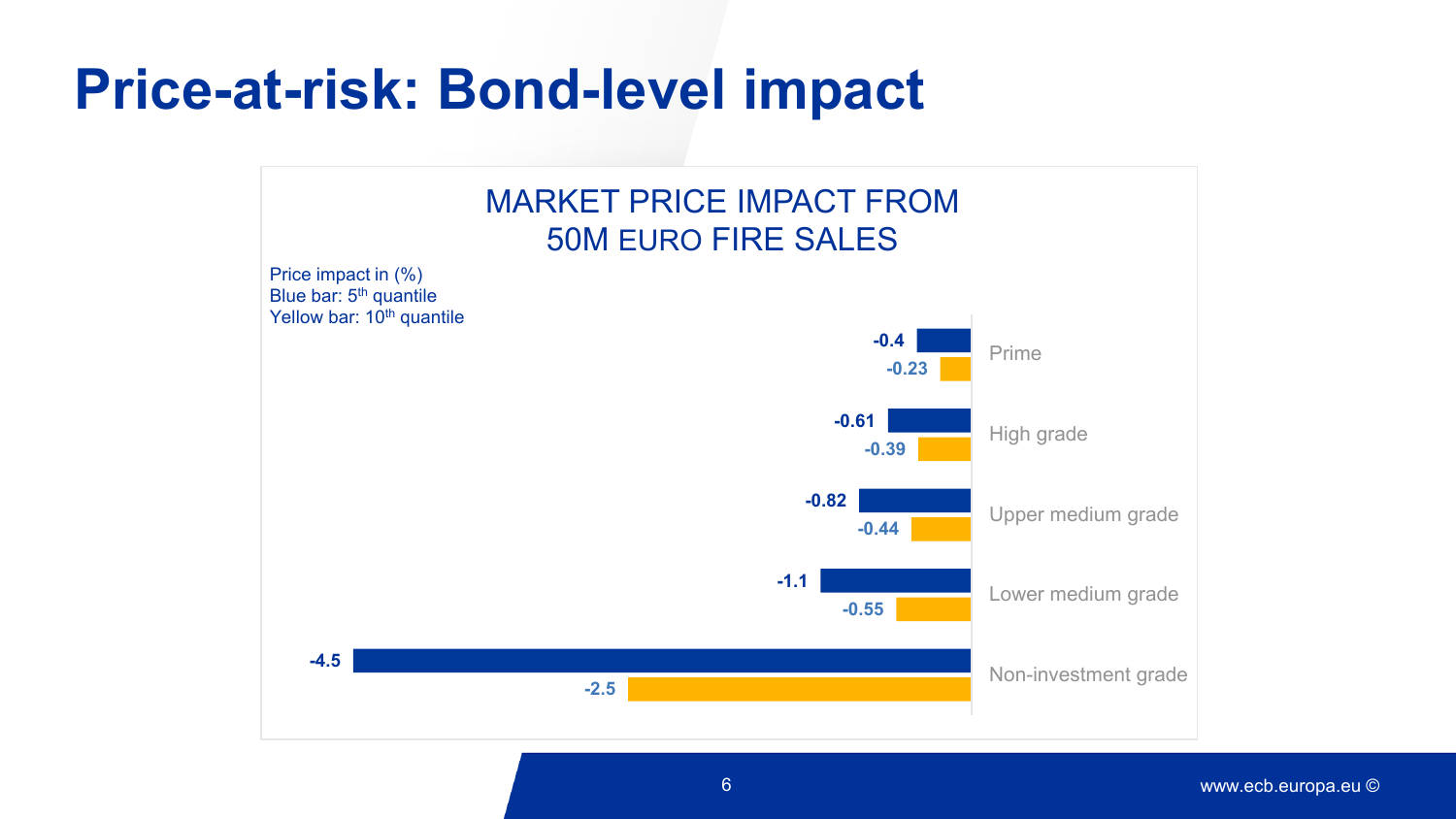# Price-at-risk: Bond-level impact

## MARKET PRICE IMPACT FROM 50M EURO FIRE SALES

Price impact in (%)
Blue bar: 5th quantile
Yellow bar: 10th quantile

| Rating | 5th quantile | 10th quantile |
| --- | --- | --- |
| Prime | -0.4 | -0.23 |
| High grade | -0.61 | -0.39 |
| Upper medium grade | -0.82 | -0.44 |
| Lower medium grade | -1.1 | -0.55 |
| Non-investment grade | -4.5 | -2.5 |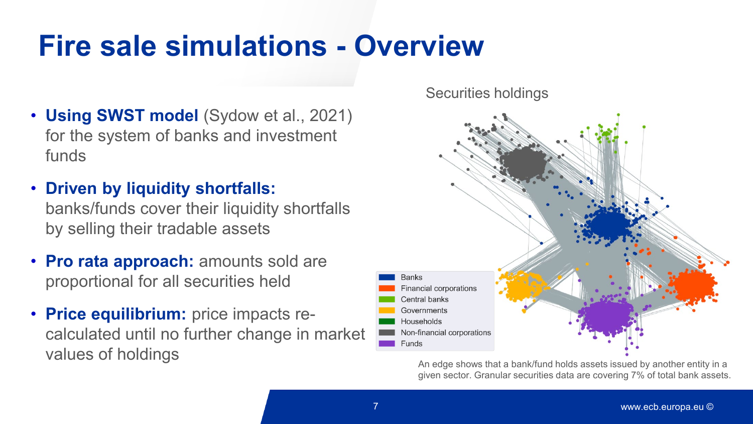# Fire sale simulations - Overview

- **Using SWST model** (Sydow et al., 2021) for the system of banks and investment funds
- **Driven by liquidity shortfalls:** banks/funds cover their liquidity shortfalls by selling their tradable assets
- **Pro rata approach:** amounts sold are proportional for all securities held
- **Price equilibrium:** price impacts re-calculated until no further change in market values of holdings

Securities holdings

Banks
Financial corporations
Central banks
Governments
Households
Non-financial corporations
Funds

An edge shows that a bank/fund holds assets issued by another entity in a given sector. Granular securities data are covering 7% of total bank assets.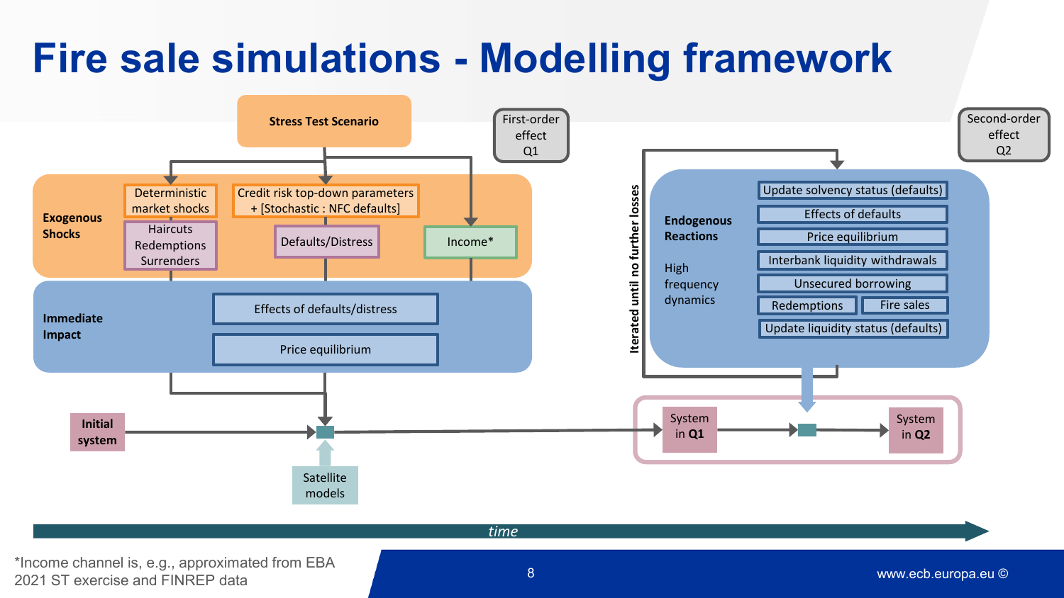# Fire sale simulations - Modelling framework

**Stress Test Scenario**

First-order effect Q1

Second-order effect Q2

**Exogenous Shocks**

- Deterministic market shocks
- Haircuts Redemptions Surrenders
- Credit risk top-down parameters + [Stochastic : NFC defaults]
- Defaults/Distress
- Income*

**Immediate Impact**

- Effects of defaults/distress
- Price equilibrium

**Initial system**

Satellite models

Iterated until no further losses

**Endogenous Reactions**

High frequency dynamics

- Update solvency status (defaults)
- Effects of defaults
- Price equilibrium
- Interbank liquidity withdrawals
- Unsecured borrowing
- Redemptions
- Fire sales
- Update liquidity status (defaults)

System in **Q1**

System in **Q2**

*time*

*Income channel is, e.g., approximated from EBA 2021 ST exercise and FINREP data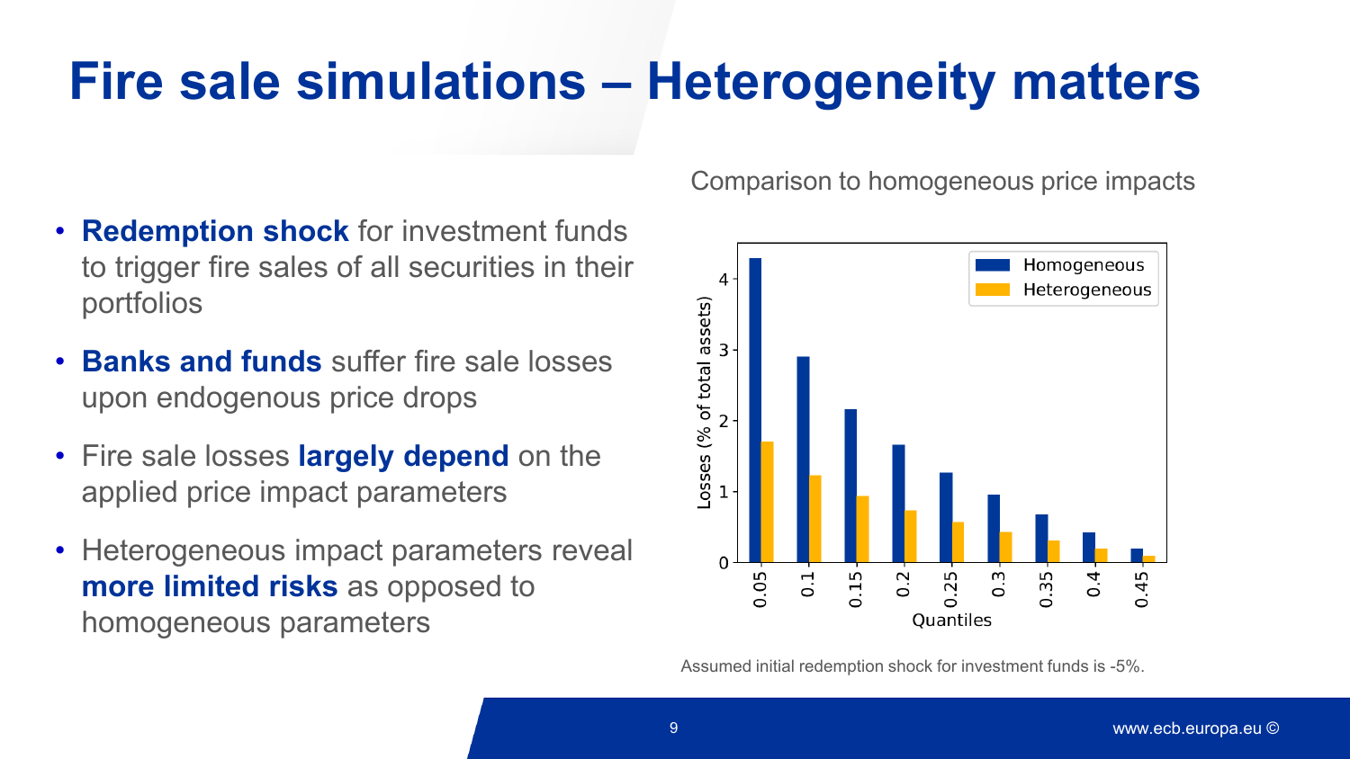# Fire sale simulations – Heterogeneity matters

- **Redemption shock** for investment funds to trigger fire sales of all securities in their portfolios
- **Banks and funds** suffer fire sale losses upon endogenous price drops
- Fire sale losses **largely depend** on the applied price impact parameters
- Heterogeneous impact parameters reveal **more limited risks** as opposed to homogeneous parameters

Comparison to homogeneous price impacts

Assumed initial redemption shock for investment funds is -5%.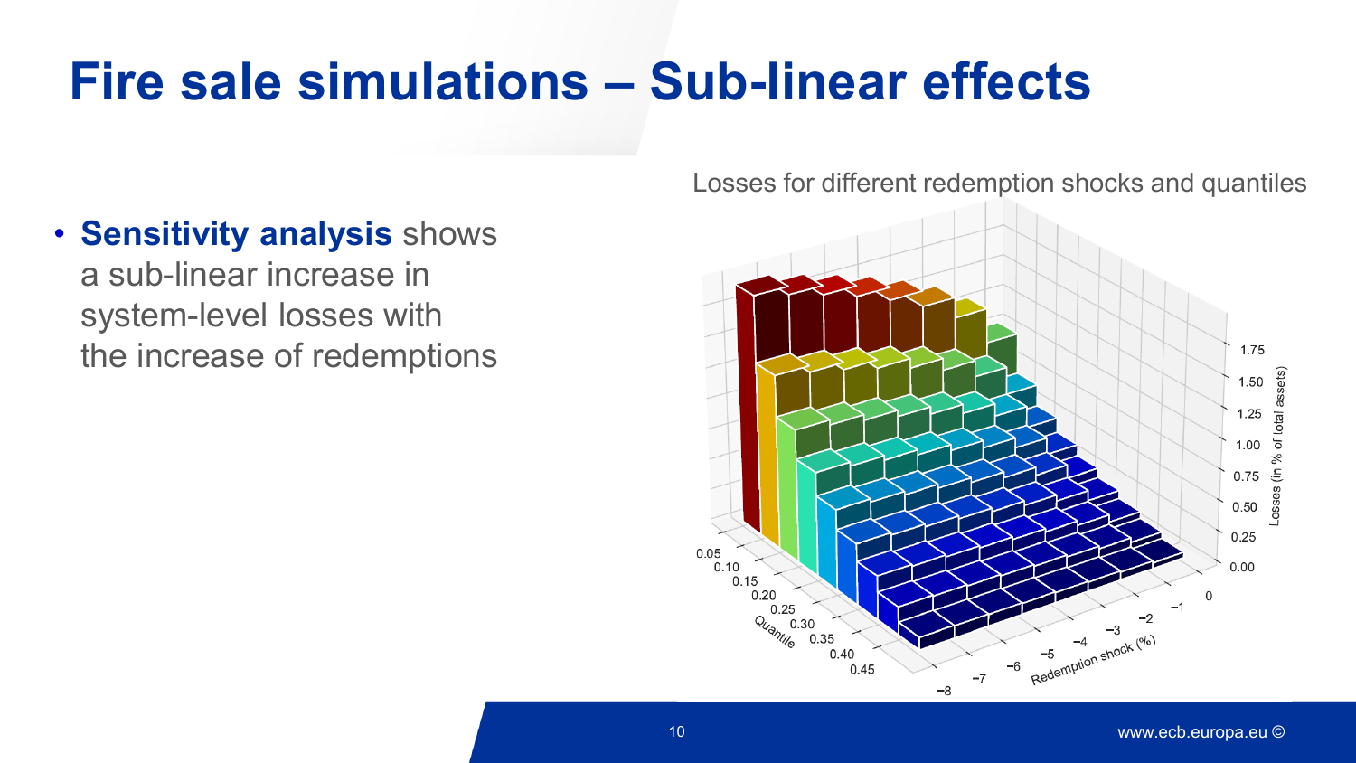# Fire sale simulations – Sub-linear effects

- **Sensitivity analysis** shows a sub-linear increase in system-level losses with the increase of redemptions

Losses for different redemption shocks and quantiles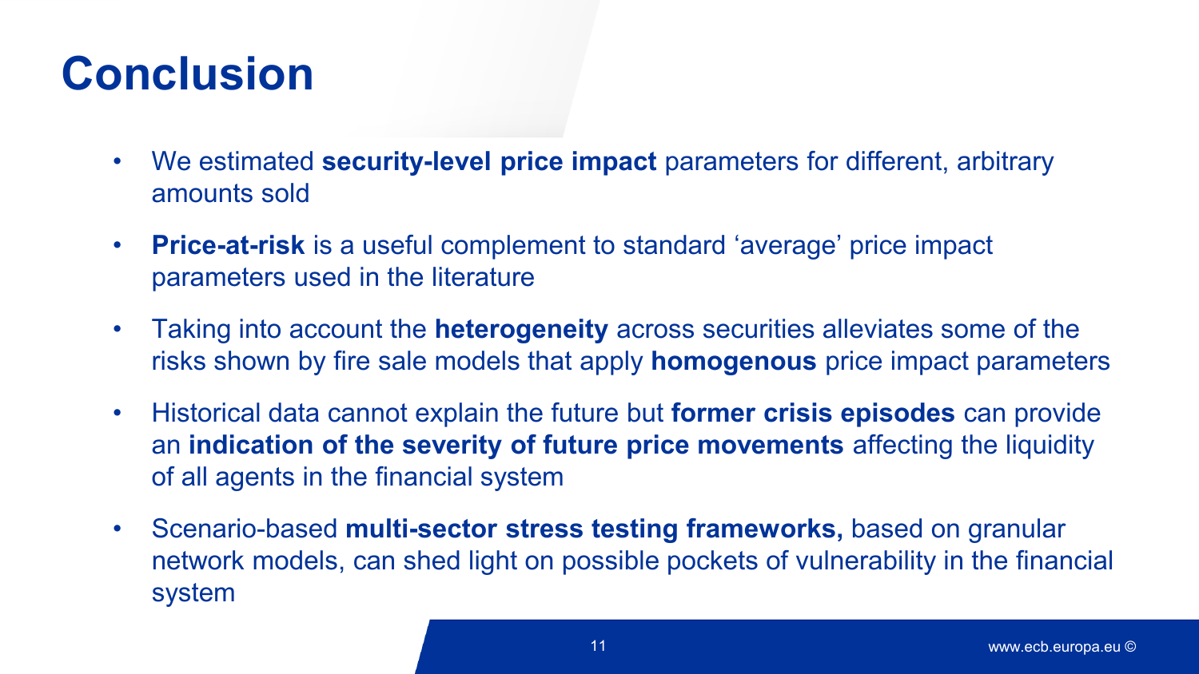# Conclusion

- We estimated **security-level price impact** parameters for different, arbitrary amounts sold
- **Price-at-risk** is a useful complement to standard 'average' price impact parameters used in the literature
- Taking into account the **heterogeneity** across securities alleviates some of the risks shown by fire sale models that apply **homogenous** price impact parameters
- Historical data cannot explain the future but **former crisis episodes** can provide an **indication of the severity of future price movements** affecting the liquidity of all agents in the financial system
- Scenario-based **multi-sector stress testing frameworks,** based on granular network models, can shed light on possible pockets of vulnerability in the financial system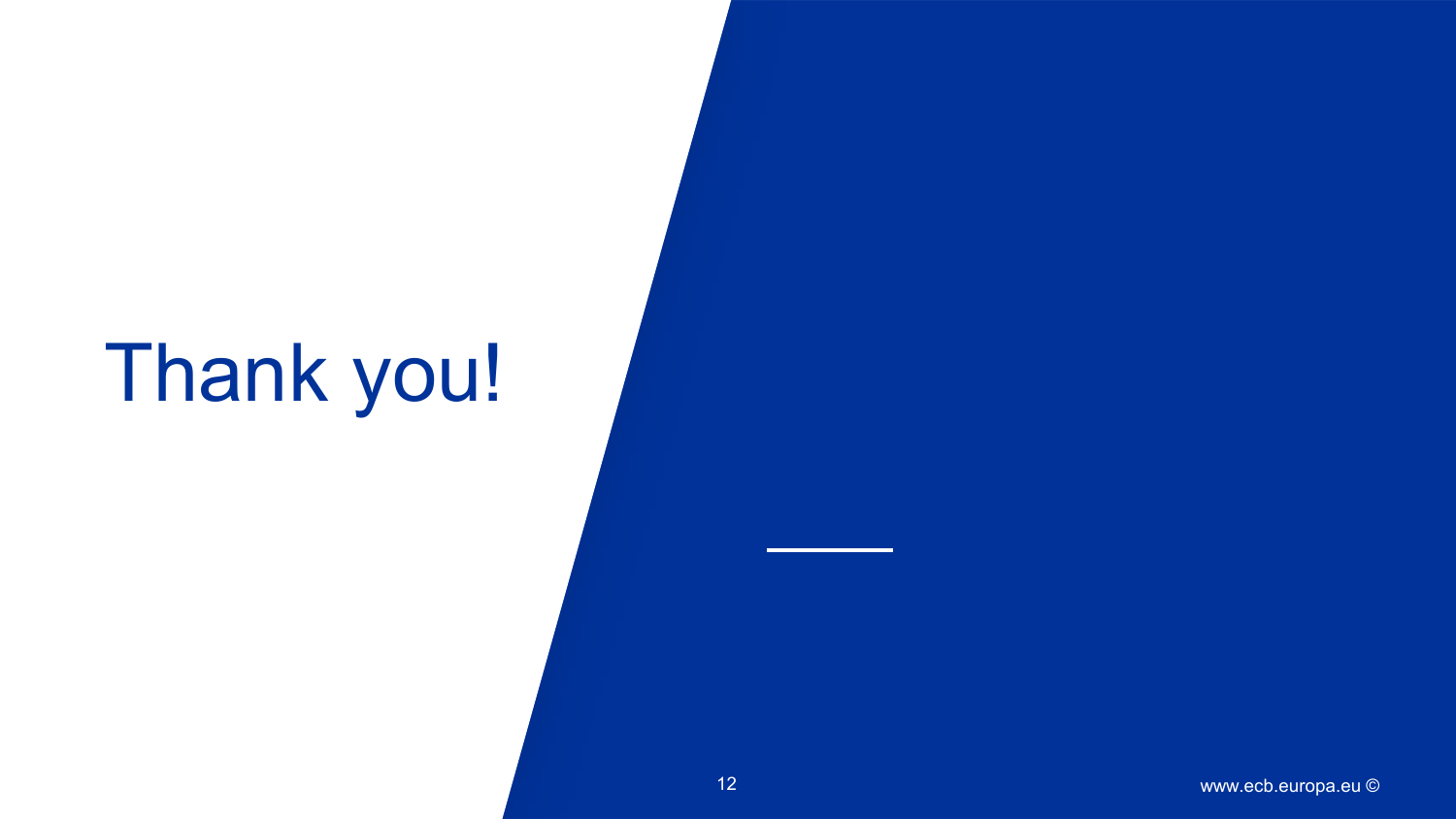# Thank you!